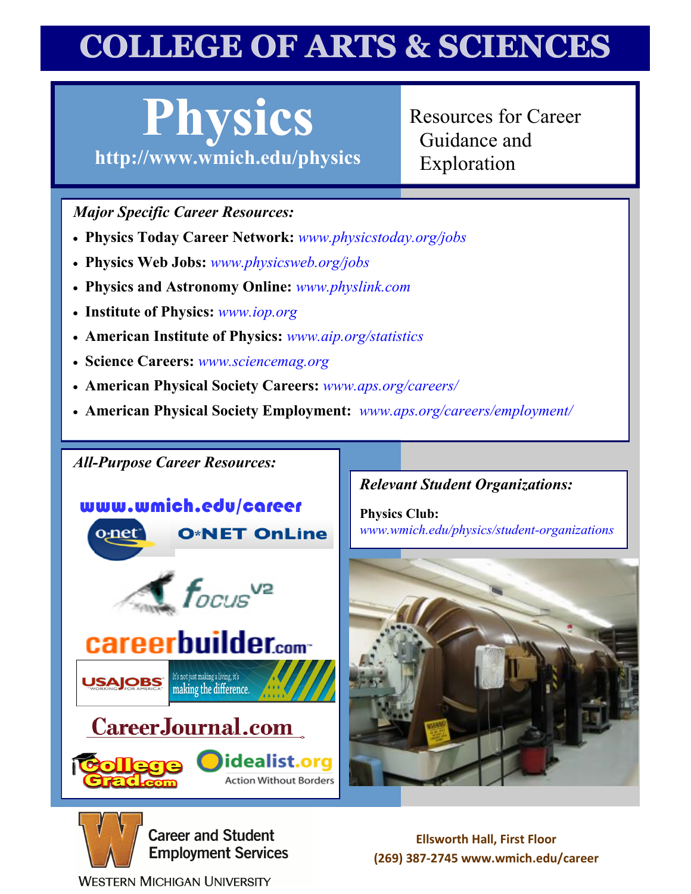# COLLEGE OF ARTS & SCIENCES

## Physics

http://www.wmich.edu/physics

Resources for Career Guidance and Exploration

### *Major Specific Career Resources:*

- **Physics Today Career Network:** *www.physicstoday.org/jobs*
- **Physics Web Jobs:** *www.physicsweb.org/jobs*
- **Physics and Astronomy Online:** *www.physlink.com*
- **Institute of Physics:** *www.iop.org*
- **American Institute of Physics:** *www.aip.org/statistics*
- **Science Careers:** *www.sciencemag.org*
- **American Physical Society Careers:** *www.aps.org/careers/*
- **American Physical Society Employment:** *www.aps.org/careers/employment/*

### *All-Purpose Career Resources:*

www.wmich.edu/career

O*NET OnLine

Focus V2

careerbuilder.com

USAJOBS — It's not just making a living, it's making the difference.

CareerJournal.com

CollegeGrad.com

idealist.org — Action Without Borders

### *Relevant Student Organizations:*

**Physics Club:**
*www.wmich.edu/physics/student-organizations*

Career and Student Employment Services
Western Michigan University

Ellsworth Hall, First Floor
(269) 387-2745 www.wmich.edu/career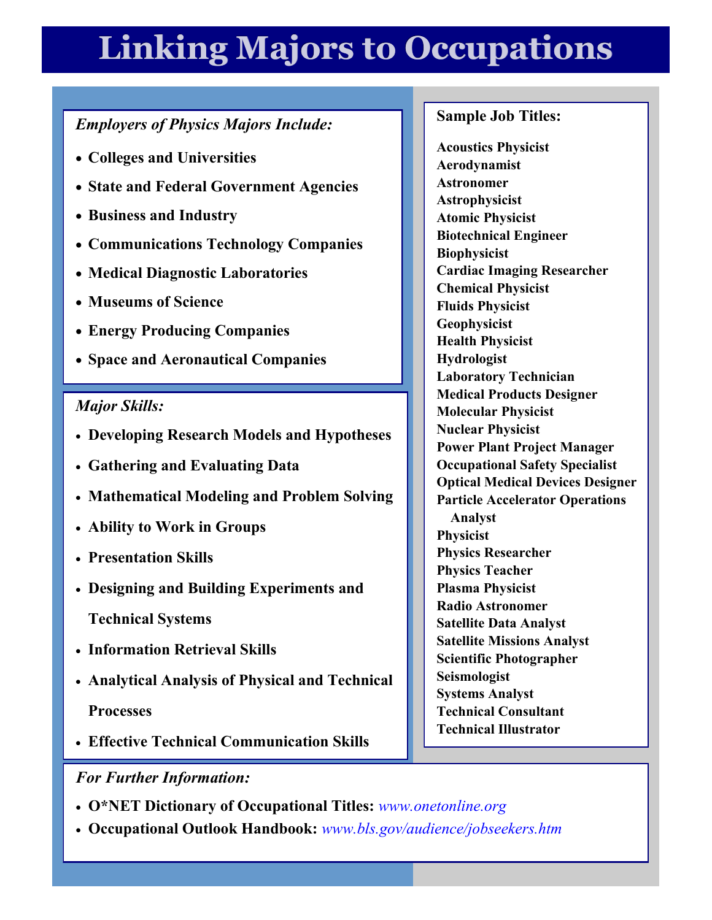# Linking Majors to Occupations

*Employers of Physics Majors Include:*

- **Colleges and Universities**
- **State and Federal Government Agencies**
- **Business and Industry**
- **Communications Technology Companies**
- **Medical Diagnostic Laboratories**
- **Museums of Science**
- **Energy Producing Companies**
- **Space and Aeronautical Companies**

*Major Skills:*

- **Developing Research Models and Hypotheses**
- **Gathering and Evaluating Data**
- **Mathematical Modeling and Problem Solving**
- **Ability to Work in Groups**
- **Presentation Skills**
- **Designing and Building Experiments and Technical Systems**
- **Information Retrieval Skills**
- **Analytical Analysis of Physical and Technical Processes**
- **Effective Technical Communication Skills**

**Sample Job Titles:**

**Acoustics Physicist**
**Aerodynamist**
**Astronomer**
**Astrophysicist**
**Atomic Physicist**
**Biotechnical Engineer**
**Biophysicist**
**Cardiac Imaging Researcher**
**Chemical Physicist**
**Fluids Physicist**
**Geophysicist**
**Health Physicist**
**Hydrologist**
**Laboratory Technician**
**Medical Products Designer**
**Molecular Physicist**
**Nuclear Physicist**
**Power Plant Project Manager**
**Occupational Safety Specialist**
**Optical Medical Devices Designer**
**Particle Accelerator Operations Analyst**
**Physicist**
**Physics Researcher**
**Physics Teacher**
**Plasma Physicist**
**Radio Astronomer**
**Satellite Data Analyst**
**Satellite Missions Analyst**
**Scientific Photographer**
**Seismologist**
**Systems Analyst**
**Technical Consultant**
**Technical Illustrator**

*For Further Information:*

- **O*NET Dictionary of Occupational Titles:** *www.onetonline.org*
- **Occupational Outlook Handbook:** *www.bls.gov/audience/jobseekers.htm*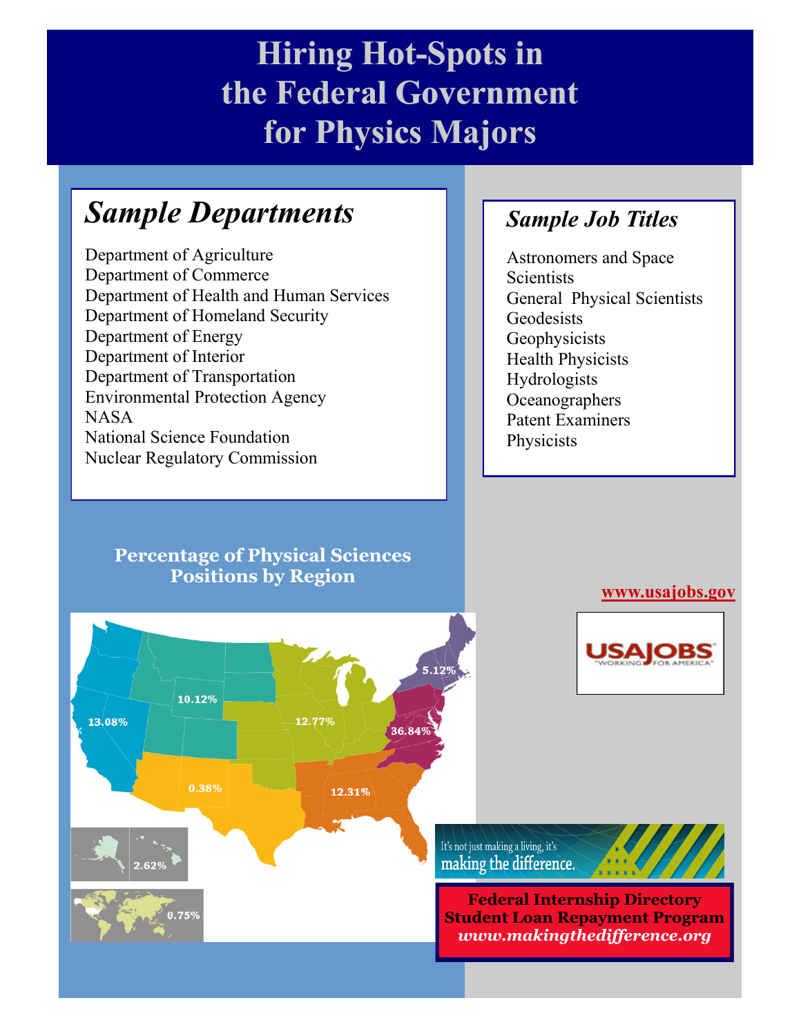# Hiring Hot-Spots in the Federal Government for Physics Majors

## *Sample Departments*

Department of Agriculture
Department of Commerce
Department of Health and Human Services
Department of Homeland Security
Department of Energy
Department of Interior
Department of Transportation
Environmental Protection Agency
NASA
National Science Foundation
Nuclear Regulatory Commission

### *Sample Job Titles*

Astronomers and Space Scientists
General Physical Scientists
Geodesists
Geophysicists
Health Physicists
Hydrologists
Oceanographers
Patent Examiners
Physicists

**Percentage of Physical Sciences Positions by Region**

13.08%
10.12%
12.77%
5.12%
36.84%
0.38%
12.31%
2.62%
0.75%

**www.usajobs.gov**

USAJOBS "WORKING FOR AMERICA"

It's not just making a living, it's making the difference.

**Federal Internship Directory**
**Student Loan Repayment Program**
***www.makingthedifference.org***